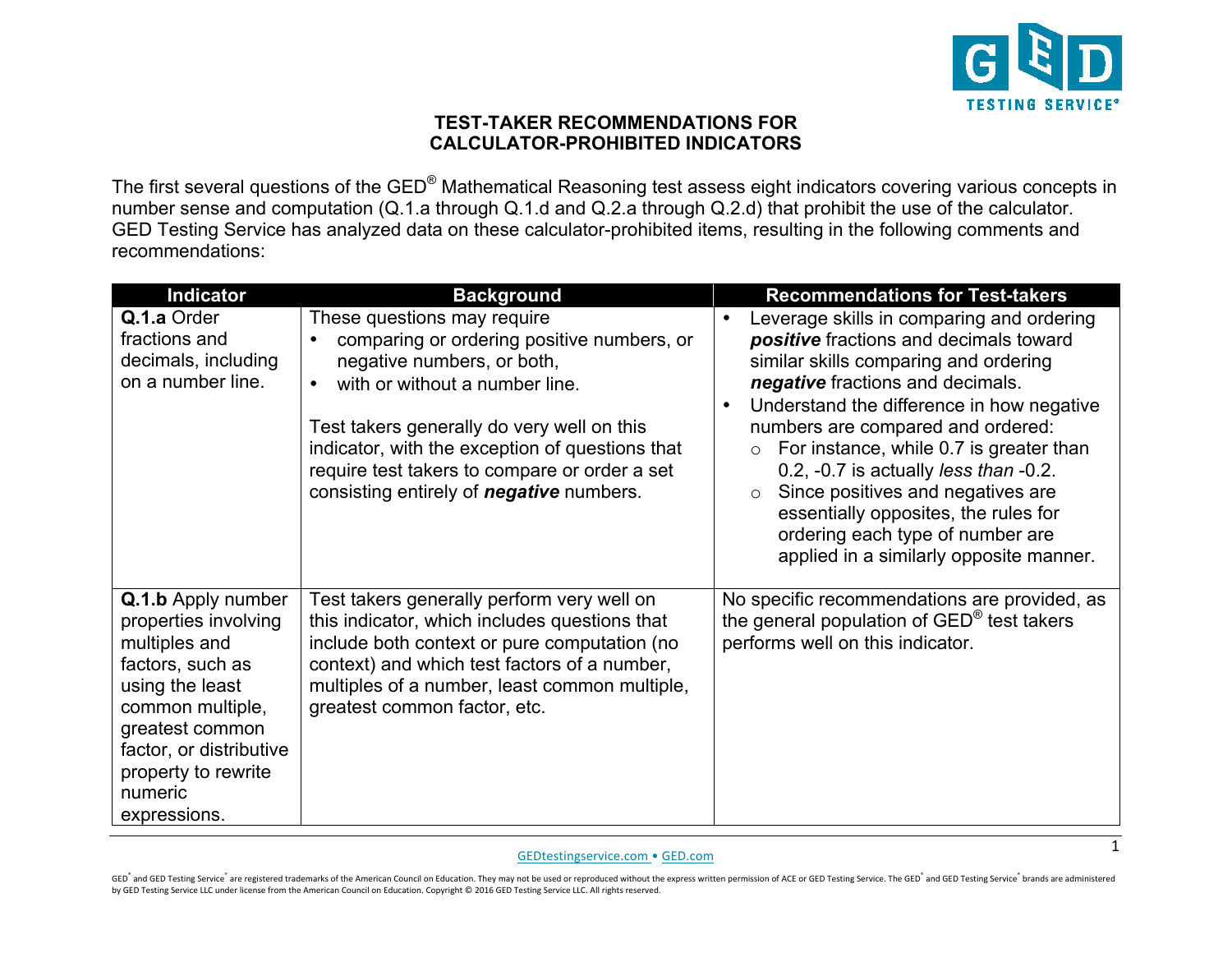# TEST-TAKER RECOMMENDATIONS FOR CALCULATOR-PROHIBITED INDICATORS

The first several questions of the GED® Mathematical Reasoning test assess eight indicators covering various concepts in number sense and computation (Q.1.a through Q.1.d and Q.2.a through Q.2.d) that prohibit the use of the calculator. GED Testing Service has analyzed data on these calculator-prohibited items, resulting in the following comments and recommendations:

| Indicator | Background | Recommendations for Test-takers |
| --- | --- | --- |
| **Q.1.a** Order fractions and decimals, including on a number line. | These questions may require<br>• comparing or ordering positive numbers, or negative numbers, or both,<br>• with or without a number line.<br><br>Test takers generally do very well on this indicator, with the exception of questions that require test takers to compare or order a set consisting entirely of ***negative*** numbers. | • Leverage skills in comparing and ordering ***positive*** fractions and decimals toward similar skills comparing and ordering ***negative*** fractions and decimals.<br>• Understand the difference in how negative numbers are compared and ordered:<br>  ○ For instance, while 0.7 is greater than 0.2, -0.7 is actually *less than* -0.2.<br>  ○ Since positives and negatives are essentially opposites, the rules for ordering each type of number are applied in a similarly opposite manner. |
| **Q.1.b** Apply number properties involving multiples and factors, such as using the least common multiple, greatest common factor, or distributive property to rewrite numeric expressions. | Test takers generally perform very well on this indicator, which includes questions that include both context or pure computation (no context) and which test factors of a number, multiples of a number, least common multiple, greatest common factor, etc. | No specific recommendations are provided, as the general population of GED® test takers performs well on this indicator. |

GEDtestingservice.com • GED.com

GED® and GED Testing Service® are registered trademarks of the American Council on Education. They may not be used or reproduced without the express written permission of ACE or GED Testing Service. The GED® and GED Testing Service® brands are administered by GED Testing Service LLC under license from the American Council on Education. Copyright © 2016 GED Testing Service LLC. All rights reserved.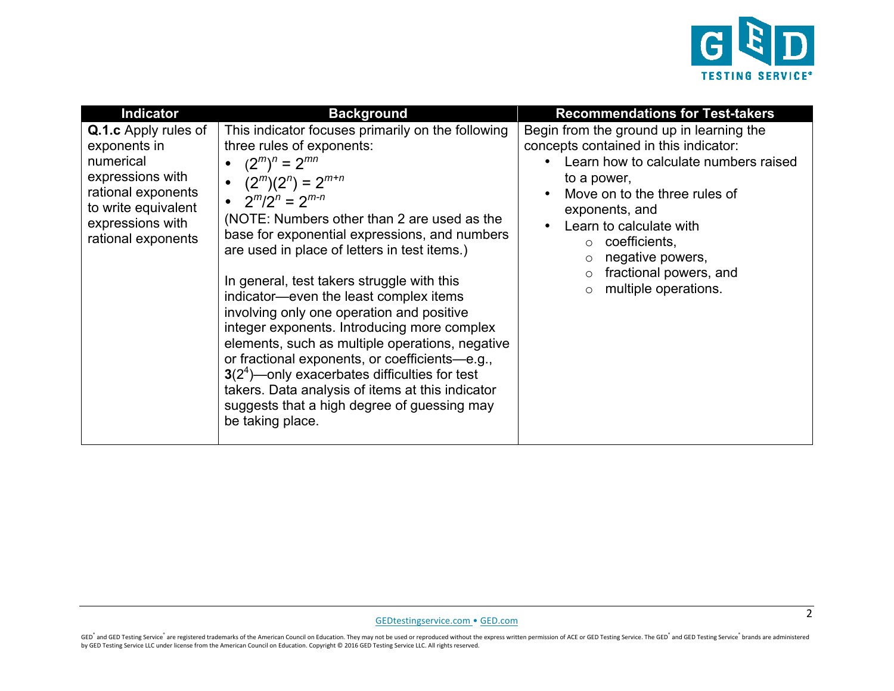| Indicator | Background | Recommendations for Test-takers |
|---|---|---|
| **Q.1.c** Apply rules of exponents in numerical expressions with rational exponents to write equivalent expressions with rational exponents | This indicator focuses primarily on the following three rules of exponents:<br>• $(2^m)^n = 2^{mn}$<br>• $(2^m)(2^n) = 2^{m+n}$<br>• $2^m/2^n = 2^{m-n}$<br>(NOTE: Numbers other than 2 are used as the base for exponential expressions, and numbers are used in place of letters in test items.)<br><br>In general, test takers struggle with this indicator—even the least complex items involving only one operation and positive integer exponents. Introducing more complex elements, such as multiple operations, negative or fractional exponents, or coefficients—e.g., $\mathbf{3}(2^4)$—only exacerbates difficulties for test takers. Data analysis of items at this indicator suggests that a high degree of guessing may be taking place. | Begin from the ground up in learning the concepts contained in this indicator:<br>• Learn how to calculate numbers raised to a power,<br>• Move on to the three rules of exponents, and<br>• Learn to calculate with<br>  ○ coefficients,<br>  ○ negative powers,<br>  ○ fractional powers, and<br>  ○ multiple operations. |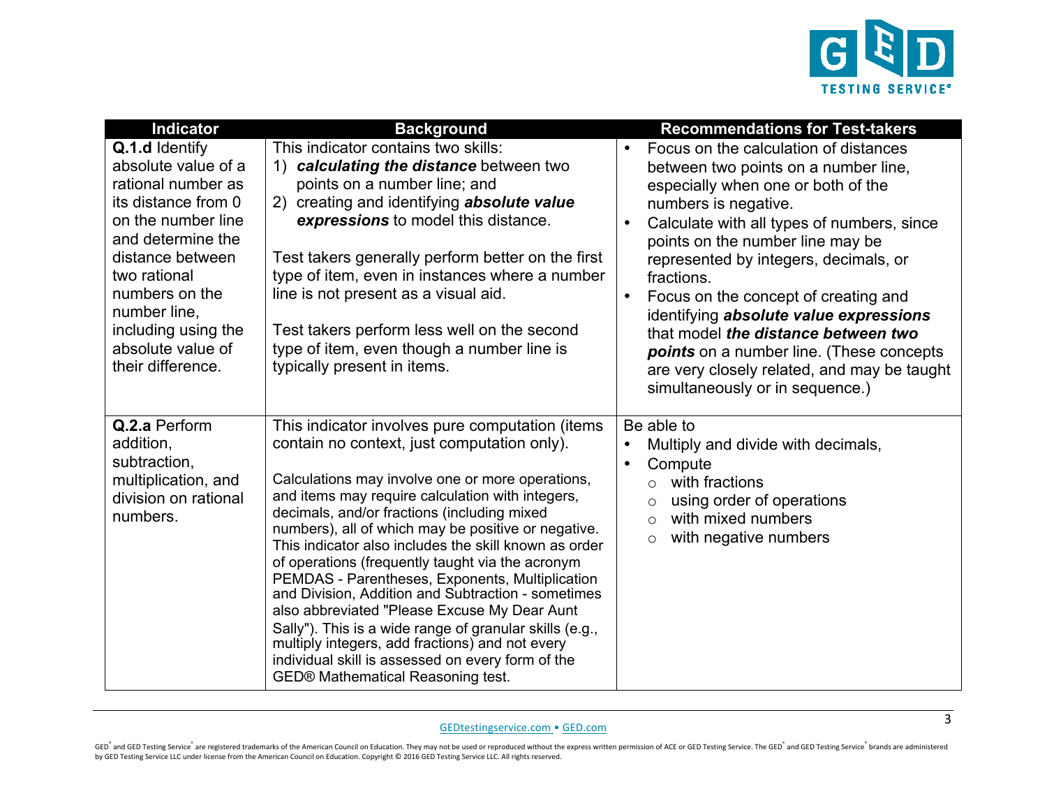| Indicator | Background | Recommendations for Test-takers |
|---|---|---|
| **Q.1.d** Identify absolute value of a rational number as its distance from 0 on the number line and determine the distance between two rational numbers on the number line, including using the absolute value of their difference. | This indicator contains two skills:<br>1) ***calculating the distance*** between two points on a number line; and<br>2) creating and identifying ***absolute value expressions*** to model this distance.<br><br>Test takers generally perform better on the first type of item, even in instances where a number line is not present as a visual aid.<br><br>Test takers perform less well on the second type of item, even though a number line is typically present in items. | • Focus on the calculation of distances between two points on a number line, especially when one or both of the numbers is negative.<br>• Calculate with all types of numbers, since points on the number line may be represented by integers, decimals, or fractions.<br>• Focus on the concept of creating and identifying ***absolute value expressions*** that model ***the distance between two points*** on a number line. (These concepts are very closely related, and may be taught simultaneously or in sequence.) |
| **Q.2.a** Perform addition, subtraction, multiplication, and division on rational numbers. | This indicator involves pure computation (items contain no context, just computation only).<br><br>Calculations may involve one or more operations, and items may require calculation with integers, decimals, and/or fractions (including mixed numbers), all of which may be positive or negative. This indicator also includes the skill known as order of operations (frequently taught via the acronym PEMDAS - Parentheses, Exponents, Multiplication and Division, Addition and Subtraction - sometimes also abbreviated "Please Excuse My Dear Aunt Sally"). This is a wide range of granular skills (e.g., multiply integers, add fractions) and not every individual skill is assessed on every form of the GED® Mathematical Reasoning test. | Be able to<br>• Multiply and divide with decimals,<br>• Compute<br>  ○ with fractions<br>  ○ using order of operations<br>  ○ with mixed numbers<br>  ○ with negative numbers |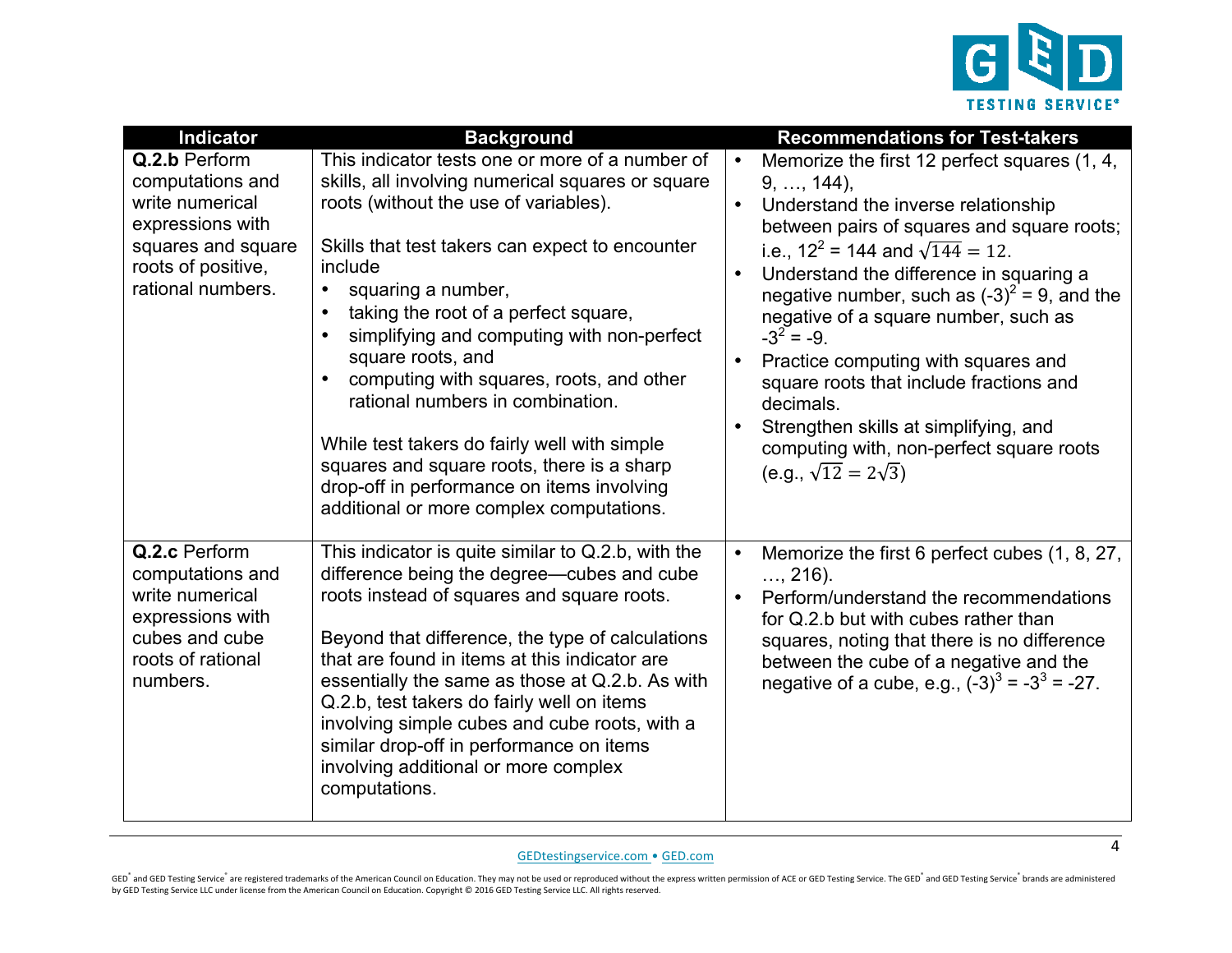| Indicator | Background | Recommendations for Test-takers |
|---|---|---|
| **Q.2.b** Perform computations and write numerical expressions with squares and square roots of positive, rational numbers. | This indicator tests one or more of a number of skills, all involving numerical squares or square roots (without the use of variables).<br><br>Skills that test takers can expect to encounter include<br>• squaring a number,<br>• taking the root of a perfect square,<br>• simplifying and computing with non-perfect square roots, and<br>• computing with squares, roots, and other rational numbers in combination.<br><br>While test takers do fairly well with simple squares and square roots, there is a sharp drop-off in performance on items involving additional or more complex computations. | • Memorize the first 12 perfect squares (1, 4, 9, …, 144),<br>• Understand the inverse relationship between pairs of squares and square roots; i.e., $12^2 = 144$ and $\sqrt{144} = 12$.<br>• Understand the difference in squaring a negative number, such as $(-3)^2 = 9$, and the negative of a square number, such as $-3^2 = -9$.<br>• Practice computing with squares and square roots that include fractions and decimals.<br>• Strengthen skills at simplifying, and computing with, non-perfect square roots (e.g., $\sqrt{12} = 2\sqrt{3}$) |
| **Q.2.c** Perform computations and write numerical expressions with cubes and cube roots of rational numbers. | This indicator is quite similar to Q.2.b, with the difference being the degree—cubes and cube roots instead of squares and square roots.<br><br>Beyond that difference, the type of calculations that are found in items at this indicator are essentially the same as those at Q.2.b. As with Q.2.b, test takers do fairly well on items involving simple cubes and cube roots, with a similar drop-off in performance on items involving additional or more complex computations. | • Memorize the first 6 perfect cubes (1, 8, 27, …, 216).<br>• Perform/understand the recommendations for Q.2.b but with cubes rather than squares, noting that there is no difference between the cube of a negative and the negative of a cube, e.g., $(-3)^3 = -3^3 = -27$. |

GEDtestingservice.com • GED.com

GED® and GED Testing Service® are registered trademarks of the American Council on Education. They may not be used or reproduced without the express written permission of ACE or GED Testing Service. The GED® and GED Testing Service® brands are administered by GED Testing Service LLC under license from the American Council on Education. Copyright © 2016 GED Testing Service LLC. All rights reserved.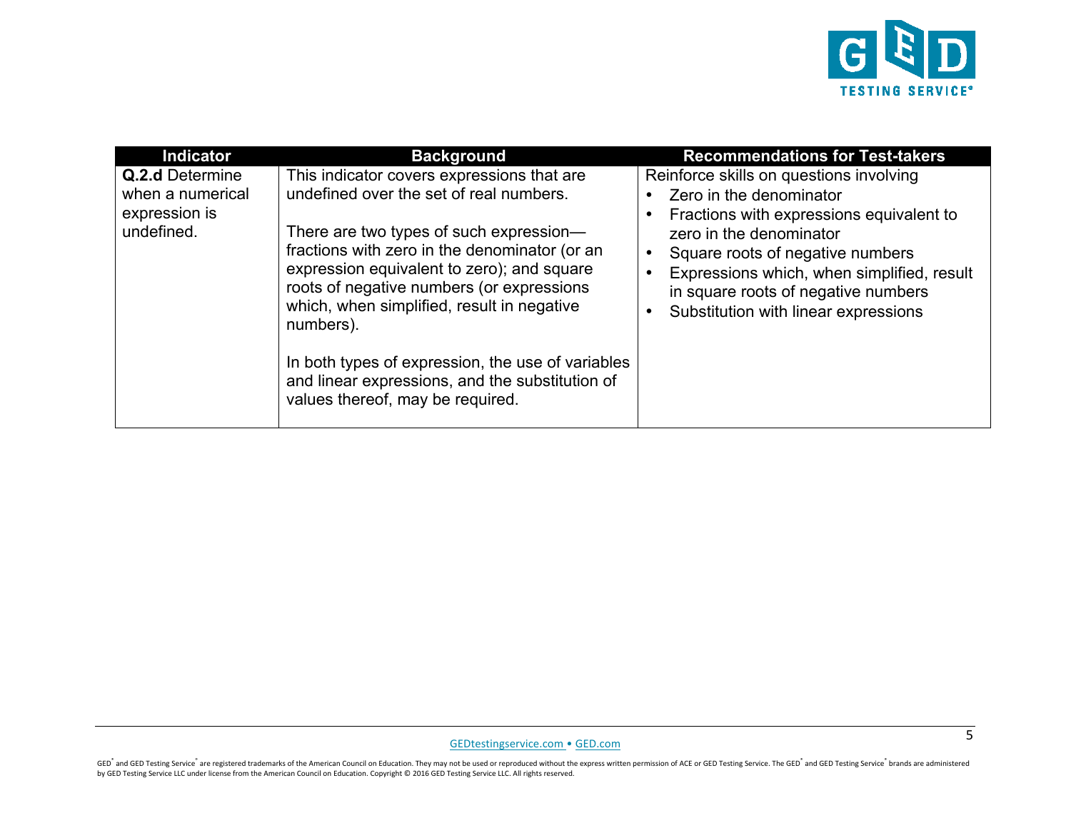| Indicator | Background | Recommendations for Test-takers |
|---|---|---|
| **Q.2.d** Determine when a numerical expression is undefined. | This indicator covers expressions that are undefined over the set of real numbers.<br><br>There are two types of such expression—fractions with zero in the denominator (or an expression equivalent to zero); and square roots of negative numbers (or expressions which, when simplified, result in negative numbers).<br><br>In both types of expression, the use of variables and linear expressions, and the substitution of values thereof, may be required. | Reinforce skills on questions involving<br>• Zero in the denominator<br>• Fractions with expressions equivalent to zero in the denominator<br>• Square roots of negative numbers<br>• Expressions which, when simplified, result in square roots of negative numbers<br>• Substitution with linear expressions |